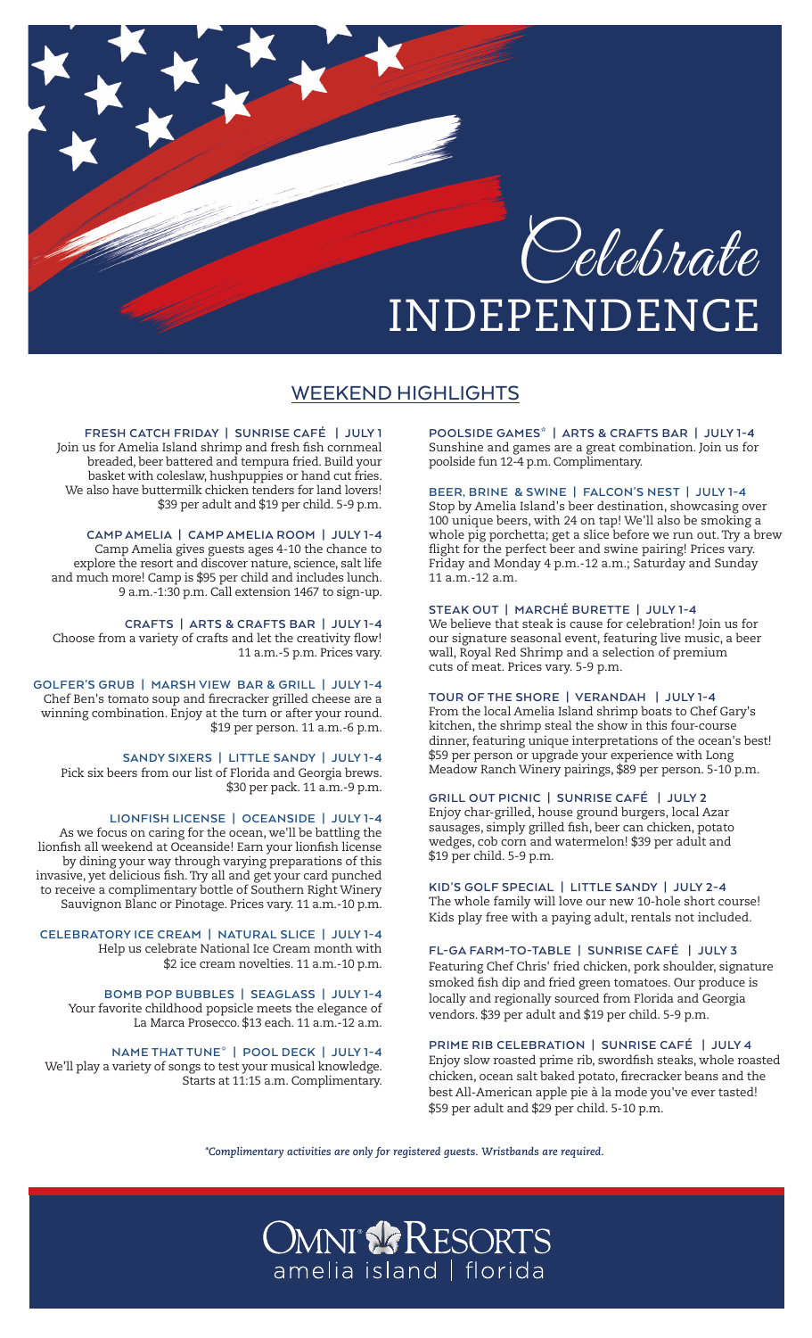# Celebrate INDEPENDENCE

## WEEKEND HIGHLIGHTS

**FRESH CATCH FRIDAY | SUNRISE CAFÉ | JULY 1**
Join us for Amelia Island shrimp and fresh fish cornmeal breaded, beer battered and tempura fried. Build your basket with coleslaw, hushpuppies or hand cut fries. We also have buttermilk chicken tenders for land lovers! $39 per adult and $19 per child. 5-9 p.m.

**CAMP AMELIA | CAMP AMELIA ROOM | JULY 1-4**
Camp Amelia gives guests ages 4-10 the chance to explore the resort and discover nature, science, salt life and much more! Camp is $95 per child and includes lunch. 9 a.m.-1:30 p.m. Call extension 1467 to sign-up.

**CRAFTS | ARTS & CRAFTS BAR | JULY 1-4**
Choose from a variety of crafts and let the creativity flow! 11 a.m.-5 p.m. Prices vary.

**GOLFER'S GRUB | MARSH VIEW BAR & GRILL | JULY 1-4**
Chef Ben's tomato soup and firecracker grilled cheese are a winning combination. Enjoy at the turn or after your round. $19 per person. 11 a.m.-6 p.m.

**SANDY SIXERS | LITTLE SANDY | JULY 1-4**
Pick six beers from our list of Florida and Georgia brews. $30 per pack. 11 a.m.-9 p.m.

**LIONFISH LICENSE | OCEANSIDE | JULY 1-4**
As we focus on caring for the ocean, we'll be battling the lionfish all weekend at Oceanside! Earn your lionfish license by dining your way through varying preparations of this invasive, yet delicious fish. Try all and get your card punched to receive a complimentary bottle of Southern Right Winery Sauvignon Blanc or Pinotage. Prices vary. 11 a.m.-10 p.m.

**CELEBRATORY ICE CREAM | NATURAL SLICE | JULY 1-4**
Help us celebrate National Ice Cream month with $2 ice cream novelties. 11 a.m.-10 p.m.

**BOMB POP BUBBLES | SEAGLASS | JULY 1-4**
Your favorite childhood popsicle meets the elegance of La Marca Prosecco. $13 each. 11 a.m.-12 a.m.

**NAME THAT TUNE* | POOL DECK | JULY 1-4**
We'll play a variety of songs to test your musical knowledge. Starts at 11:15 a.m. Complimentary.

**POOLSIDE GAMES* | ARTS & CRAFTS BAR | JULY 1-4**
Sunshine and games are a great combination. Join us for poolside fun 12-4 p.m. Complimentary.

**BEER, BRINE & SWINE | FALCON'S NEST | JULY 1-4**
Stop by Amelia Island's beer destination, showcasing over 100 unique beers, with 24 on tap! We'll also be smoking a whole pig porchetta; get a slice before we run out. Try a brew flight for the perfect beer and swine pairing! Prices vary. Friday and Monday 4 p.m.-12 a.m.; Saturday and Sunday 11 a.m.-12 a.m.

**STEAK OUT | MARCHÉ BURETTE | JULY 1-4**
We believe that steak is cause for celebration! Join us for our signature seasonal event, featuring live music, a beer wall, Royal Red Shrimp and a selection of premium cuts of meat. Prices vary. 5-9 p.m.

**TOUR OF THE SHORE | VERANDAH | JULY 1-4**
From the local Amelia Island shrimp boats to Chef Gary's kitchen, the shrimp steal the show in this four-course dinner, featuring unique interpretations of the ocean's best! $59 per person or upgrade your experience with Long Meadow Ranch Winery pairings, $89 per person. 5-10 p.m.

**GRILL OUT PICNIC | SUNRISE CAFÉ | JULY 2**
Enjoy char-grilled, house ground burgers, local Azar sausages, simply grilled fish, beer can chicken, potato wedges, cob corn and watermelon! $39 per adult and $19 per child. 5-9 p.m.

**KID'S GOLF SPECIAL | LITTLE SANDY | JULY 2-4**
The whole family will love our new 10-hole short course! Kids play free with a paying adult, rentals not included.

**FL-GA FARM-TO-TABLE | SUNRISE CAFÉ | JULY 3**
Featuring Chef Chris' fried chicken, pork shoulder, signature smoked fish dip and fried green tomatoes. Our produce is locally and regionally sourced from Florida and Georgia vendors. $39 per adult and $19 per child. 5-9 p.m.

**PRIME RIB CELEBRATION | SUNRISE CAFÉ | JULY 4**
Enjoy slow roasted prime rib, swordfish steaks, whole roasted chicken, ocean salt baked potato, firecracker beans and the best All-American apple pie à la mode you've ever tasted! $59 per adult and $29 per child. 5-10 p.m.

*\*Complimentary activities are only for registered guests. Wristbands are required.*

OMNI RESORTS
amelia island | florida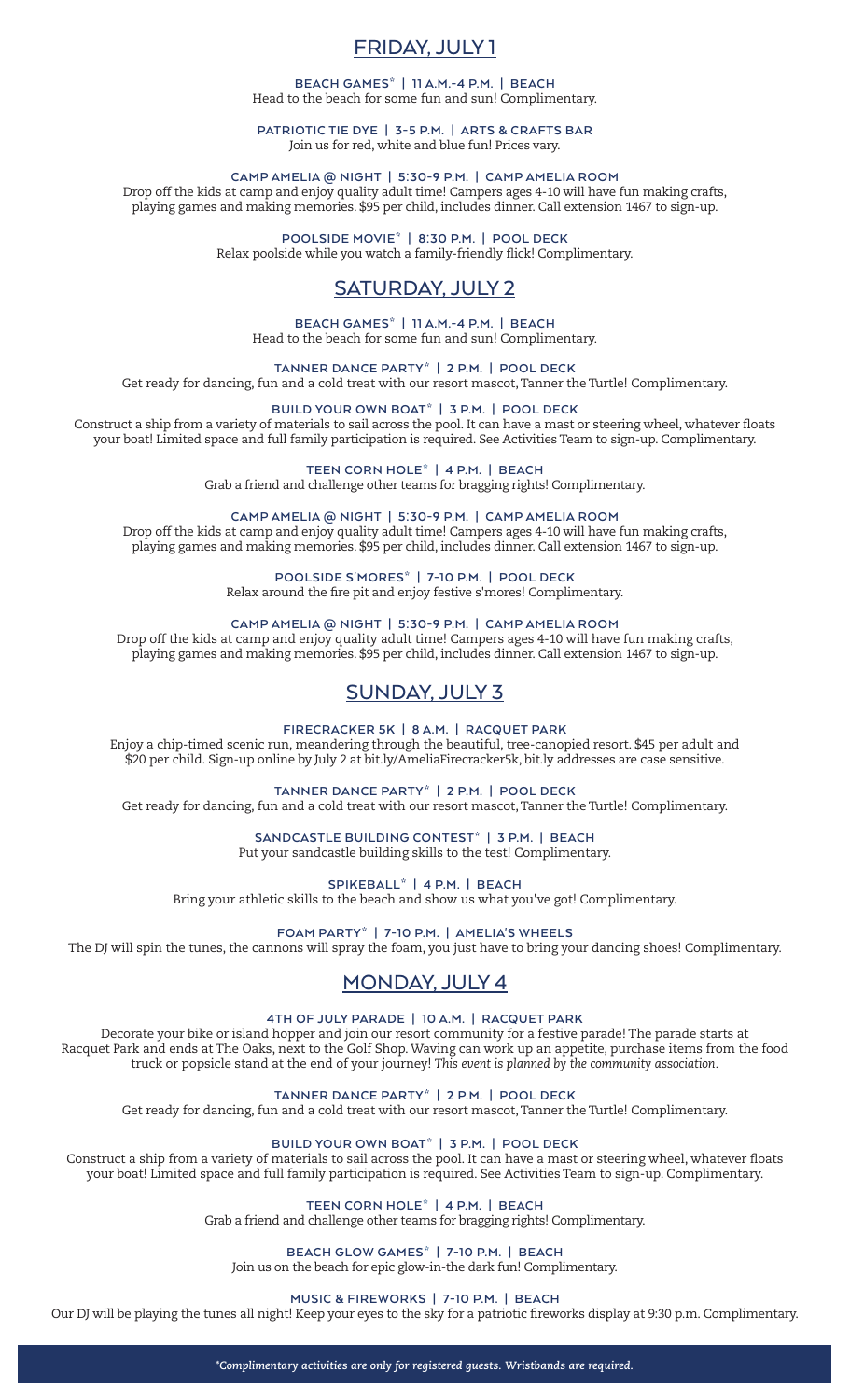## FRIDAY, JULY 1

### BEACH GAMES* | 11 A.M.-4 P.M. | BEACH

Head to the beach for some fun and sun! Complimentary.

### PATRIOTIC TIE DYE | 3-5 P.M. | ARTS & CRAFTS BAR

Join us for red, white and blue fun! Prices vary.

### CAMP AMELIA @ NIGHT | 5:30-9 P.M. | CAMP AMELIA ROOM

Drop off the kids at camp and enjoy quality adult time! Campers ages 4-10 will have fun making crafts, playing games and making memories. $95 per child, includes dinner. Call extension 1467 to sign-up.

### POOLSIDE MOVIE* | 8:30 P.M. | POOL DECK

Relax poolside while you watch a family-friendly flick! Complimentary.

## SATURDAY, JULY 2

### BEACH GAMES* | 11 A.M.-4 P.M. | BEACH

Head to the beach for some fun and sun! Complimentary.

### TANNER DANCE PARTY* | 2 P.M. | POOL DECK

Get ready for dancing, fun and a cold treat with our resort mascot, Tanner the Turtle! Complimentary.

### BUILD YOUR OWN BOAT* | 3 P.M. | POOL DECK

Construct a ship from a variety of materials to sail across the pool. It can have a mast or steering wheel, whatever floats your boat! Limited space and full family participation is required. See Activities Team to sign-up. Complimentary.

### TEEN CORN HOLE* | 4 P.M. | BEACH

Grab a friend and challenge other teams for bragging rights! Complimentary.

### CAMP AMELIA @ NIGHT | 5:30-9 P.M. | CAMP AMELIA ROOM

Drop off the kids at camp and enjoy quality adult time! Campers ages 4-10 will have fun making crafts, playing games and making memories. $95 per child, includes dinner. Call extension 1467 to sign-up.

### POOLSIDE S'MORES* | 7-10 P.M. | POOL DECK

Relax around the fire pit and enjoy festive s'mores! Complimentary.

### CAMP AMELIA @ NIGHT | 5:30-9 P.M. | CAMP AMELIA ROOM

Drop off the kids at camp and enjoy quality adult time! Campers ages 4-10 will have fun making crafts, playing games and making memories. $95 per child, includes dinner. Call extension 1467 to sign-up.

## SUNDAY, JULY 3

### FIRECRACKER 5K | 8 A.M. | RACQUET PARK

Enjoy a chip-timed scenic run, meandering through the beautiful, tree-canopied resort. $45 per adult and $20 per child. Sign-up online by July 2 at bit.ly/AmeliaFirecracker5k, bit.ly addresses are case sensitive.

### TANNER DANCE PARTY* | 2 P.M. | POOL DECK

Get ready for dancing, fun and a cold treat with our resort mascot, Tanner the Turtle! Complimentary.

### SANDCASTLE BUILDING CONTEST* | 3 P.M. | BEACH

Put your sandcastle building skills to the test! Complimentary.

### SPIKEBALL* | 4 P.M. | BEACH

Bring your athletic skills to the beach and show us what you've got! Complimentary.

### FOAM PARTY* | 7-10 P.M. | AMELIA'S WHEELS

The DJ will spin the tunes, the cannons will spray the foam, you just have to bring your dancing shoes! Complimentary.

## MONDAY, JULY 4

### 4TH OF JULY PARADE | 10 A.M. | RACQUET PARK

Decorate your bike or island hopper and join our resort community for a festive parade! The parade starts at Racquet Park and ends at The Oaks, next to the Golf Shop. Waving can work up an appetite, purchase items from the food truck or popsicle stand at the end of your journey! *This event is planned by the community association.*

### TANNER DANCE PARTY* | 2 P.M. | POOL DECK

Get ready for dancing, fun and a cold treat with our resort mascot, Tanner the Turtle! Complimentary.

### BUILD YOUR OWN BOAT* | 3 P.M. | POOL DECK

Construct a ship from a variety of materials to sail across the pool. It can have a mast or steering wheel, whatever floats your boat! Limited space and full family participation is required. See Activities Team to sign-up. Complimentary.

### TEEN CORN HOLE* | 4 P.M. | BEACH

Grab a friend and challenge other teams for bragging rights! Complimentary.

### BEACH GLOW GAMES* | 7-10 P.M. | BEACH

Join us on the beach for epic glow-in-the dark fun! Complimentary.

### MUSIC & FIREWORKS | 7-10 P.M. | BEACH

Our DJ will be playing the tunes all night! Keep your eyes to the sky for a patriotic fireworks display at 9:30 p.m. Complimentary.

*\*Complimentary activities are only for registered guests. Wristbands are required.*